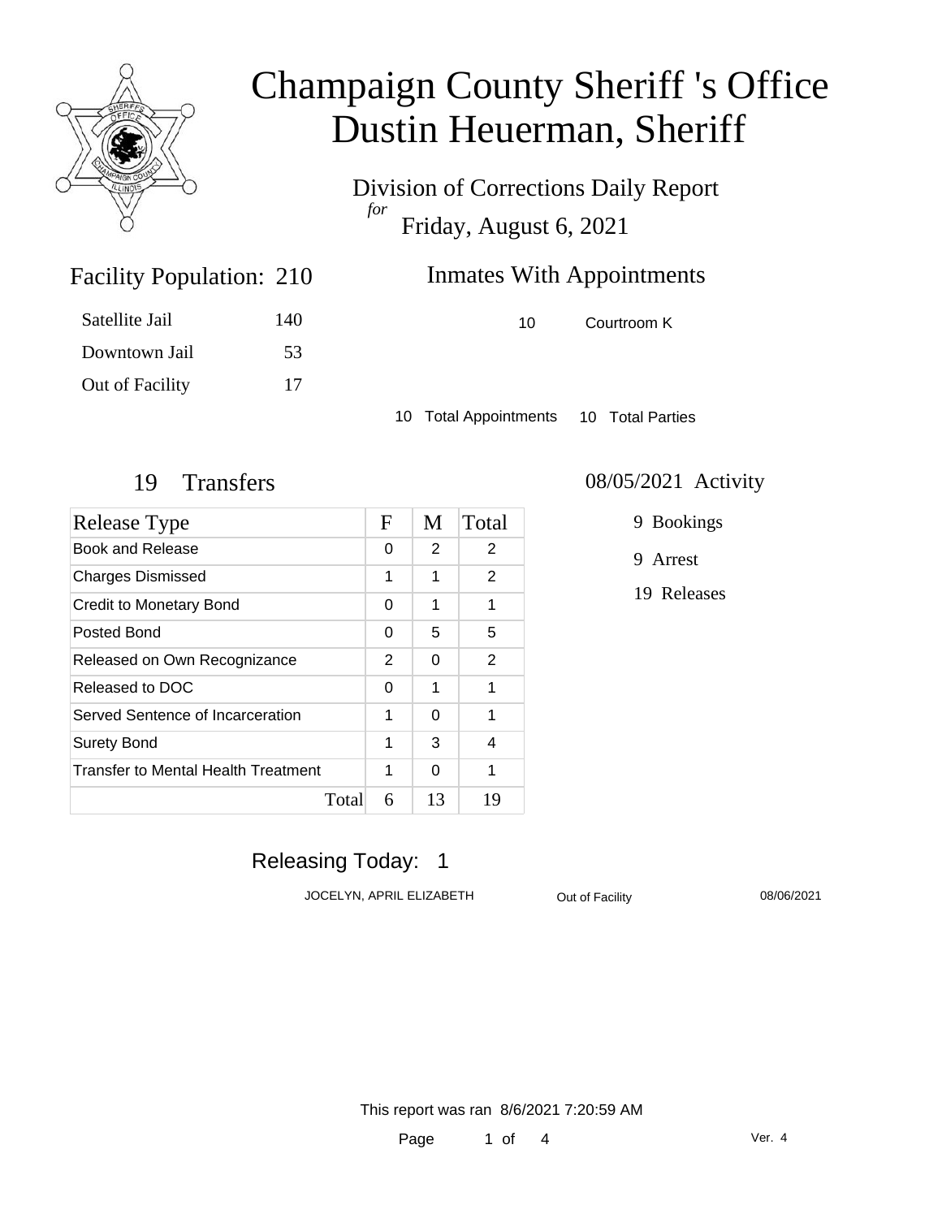# Champaign County Sheriff 's Office
# Dustin Heuerman, Sheriff

Division of Corrections Daily Report
*for*
Friday, August 6, 2021

## Facility Population: 210

| | |
|---|---|
| Satellite Jail | 140 |
| Downtown Jail | 53 |
| Out of Facility | 17 |

## Inmates With Appointments

| | |
|---|---|
| 10 | Courtroom K |

10 Total Appointments    10 Total Parties

## 19 Transfers

| Release Type | F | M | Total |
|---|---|---|---|
| Book and Release | 0 | 2 | 2 |
| Charges Dismissed | 1 | 1 | 2 |
| Credit to Monetary Bond | 0 | 1 | 1 |
| Posted Bond | 0 | 5 | 5 |
| Released on Own Recognizance | 2 | 0 | 2 |
| Released to DOC | 0 | 1 | 1 |
| Served Sentence of Incarceration | 1 | 0 | 1 |
| Surety Bond | 1 | 3 | 4 |
| Transfer to Mental Health Treatment | 1 | 0 | 1 |
| Total | 6 | 13 | 19 |

## 08/05/2021 Activity

- 9 Bookings
- 9 Arrest
- 19 Releases

## Releasing Today: 1

| | | |
|---|---|---|
| JOCELYN, APRIL ELIZABETH | Out of Facility | 08/06/2021 |

This report was ran 8/6/2021 7:20:59 AM

Ver. 4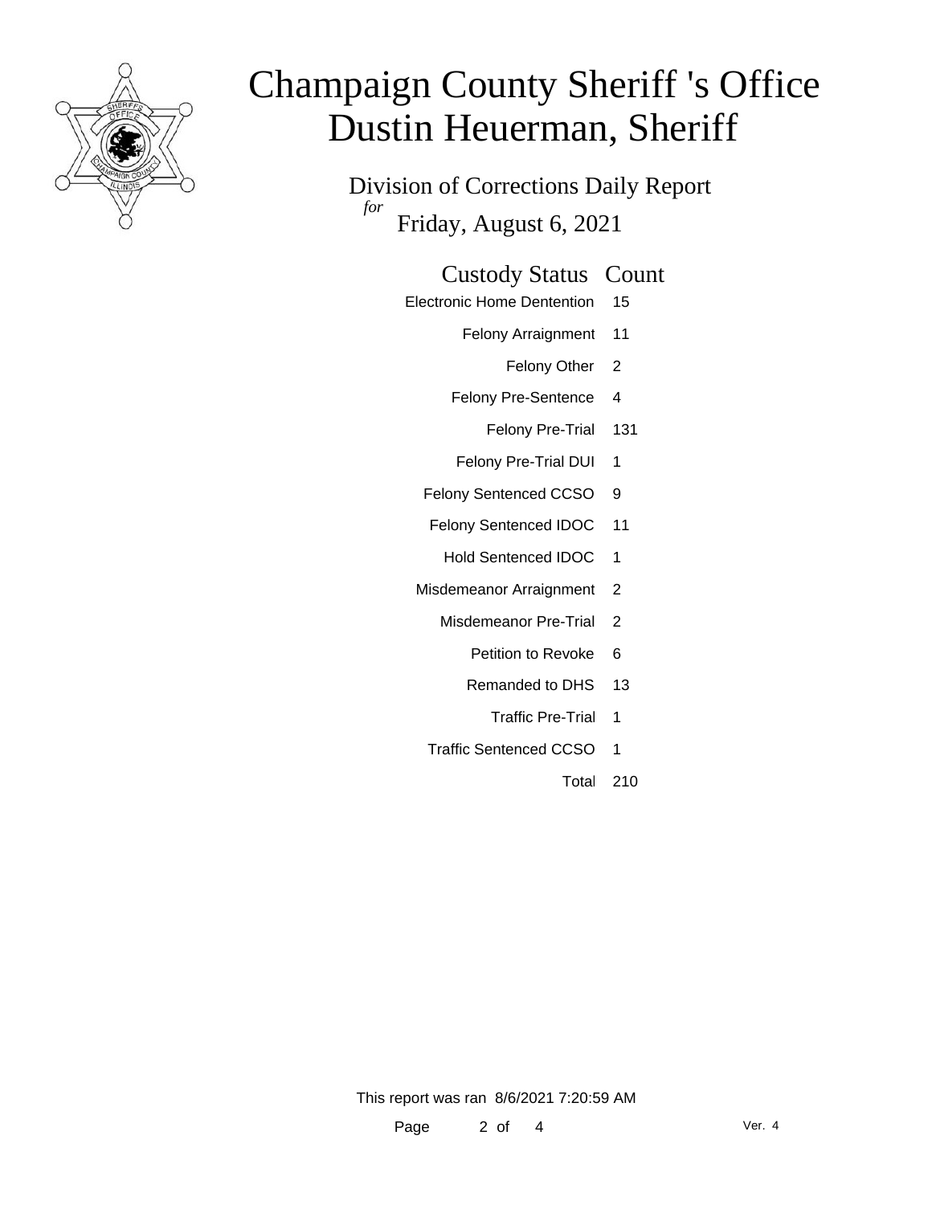# Champaign County Sheriff 's Office
# Dustin Heuerman, Sheriff

Division of Corrections Daily Report
*for*
Friday, August 6, 2021

| Custody Status | Count |
|---|---|
| Electronic Home Dentention | 15 |
| Felony Arraignment | 11 |
| Felony Other | 2 |
| Felony Pre-Sentence | 4 |
| Felony Pre-Trial | 131 |
| Felony Pre-Trial DUI | 1 |
| Felony Sentenced CCSO | 9 |
| Felony Sentenced IDOC | 11 |
| Hold Sentenced IDOC | 1 |
| Misdemeanor Arraignment | 2 |
| Misdemeanor Pre-Trial | 2 |
| Petition to Revoke | 6 |
| Remanded to DHS | 13 |
| Traffic Pre-Trial | 1 |
| Traffic Sentenced CCSO | 1 |
| Total | 210 |

This report was ran 8/6/2021 7:20:59 AM

Ver. 4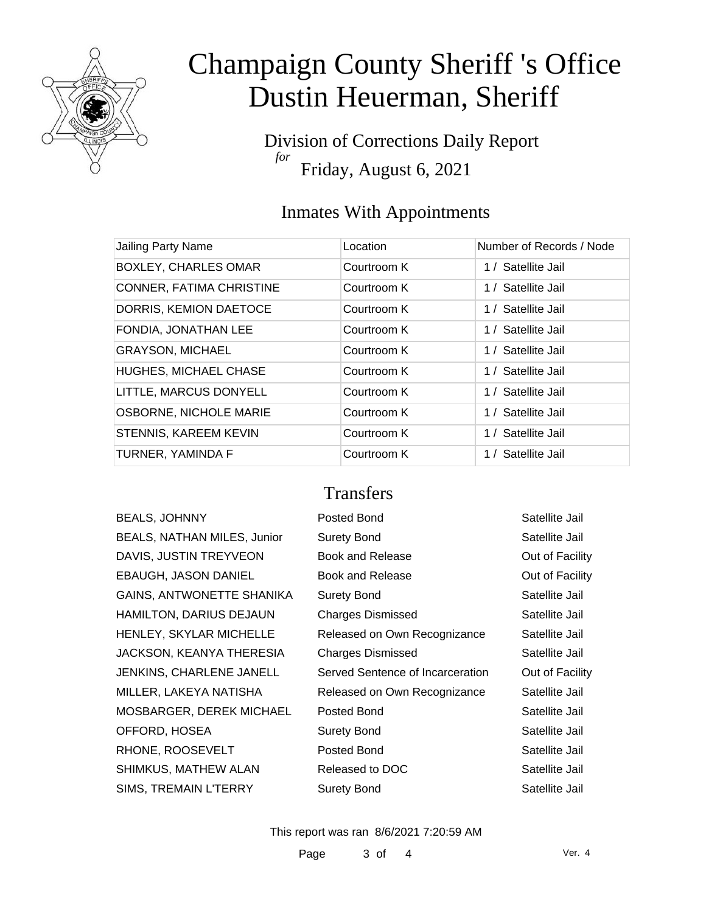# Champaign County Sheriff 's Office
# Dustin Heuerman, Sheriff

Division of Corrections Daily Report
*for*
Friday, August 6, 2021

## Inmates With Appointments

| Jailing Party Name | Location | Number of Records / Node |
|---|---|---|
| BOXLEY, CHARLES OMAR | Courtroom K | 1 / Satellite Jail |
| CONNER, FATIMA CHRISTINE | Courtroom K | 1 / Satellite Jail |
| DORRIS, KEMION DAETOCE | Courtroom K | 1 / Satellite Jail |
| FONDIA, JONATHAN LEE | Courtroom K | 1 / Satellite Jail |
| GRAYSON, MICHAEL | Courtroom K | 1 / Satellite Jail |
| HUGHES, MICHAEL CHASE | Courtroom K | 1 / Satellite Jail |
| LITTLE, MARCUS DONYELL | Courtroom K | 1 / Satellite Jail |
| OSBORNE, NICHOLE MARIE | Courtroom K | 1 / Satellite Jail |
| STENNIS, KAREEM KEVIN | Courtroom K | 1 / Satellite Jail |
| TURNER, YAMINDA F | Courtroom K | 1 / Satellite Jail |

## Transfers

| | | |
|---|---|---|
| BEALS, JOHNNY | Posted Bond | Satellite Jail |
| BEALS, NATHAN MILES, Junior | Surety Bond | Satellite Jail |
| DAVIS, JUSTIN TREYVEON | Book and Release | Out of Facility |
| EBAUGH, JASON DANIEL | Book and Release | Out of Facility |
| GAINS, ANTWONETTE SHANIKA | Surety Bond | Satellite Jail |
| HAMILTON, DARIUS DEJAUN | Charges Dismissed | Satellite Jail |
| HENLEY, SKYLAR MICHELLE | Released on Own Recognizance | Satellite Jail |
| JACKSON, KEANYA THERESIA | Charges Dismissed | Satellite Jail |
| JENKINS, CHARLENE JANELL | Served Sentence of Incarceration | Out of Facility |
| MILLER, LAKEYA NATISHA | Released on Own Recognizance | Satellite Jail |
| MOSBARGER, DEREK MICHAEL | Posted Bond | Satellite Jail |
| OFFORD, HOSEA | Surety Bond | Satellite Jail |
| RHONE, ROOSEVELT | Posted Bond | Satellite Jail |
| SHIMKUS, MATHEW ALAN | Released to DOC | Satellite Jail |
| SIMS, TREMAIN L'TERRY | Surety Bond | Satellite Jail |

This report was ran 8/6/2021 7:20:59 AM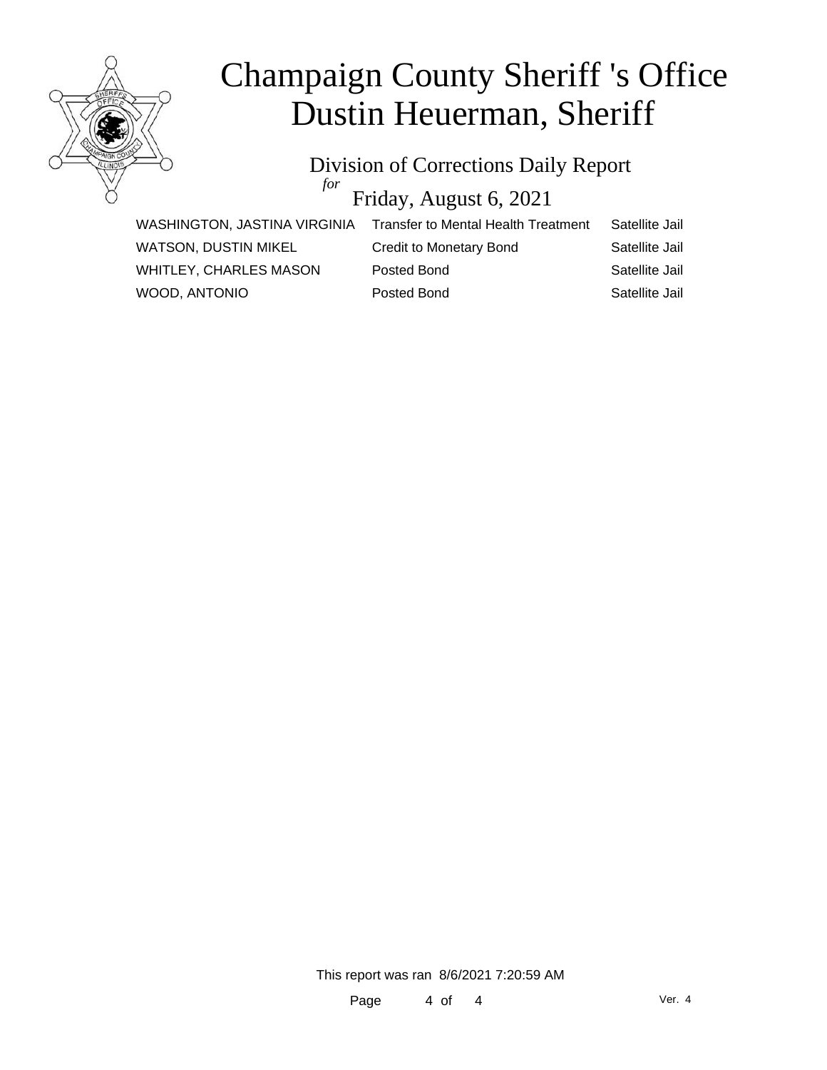# Champaign County Sheriff 's Office
# Dustin Heuerman, Sheriff

Division of Corrections Daily Report

*for*

Friday, August 6, 2021

| | | |
|---|---|---|
| WASHINGTON, JASTINA VIRGINIA | Transfer to Mental Health Treatment | Satellite Jail |
| WATSON, DUSTIN MIKEL | Credit to Monetary Bond | Satellite Jail |
| WHITLEY, CHARLES MASON | Posted Bond | Satellite Jail |
| WOOD, ANTONIO | Posted Bond | Satellite Jail |

This report was ran 8/6/2021 7:20:59 AM

Ver. 4